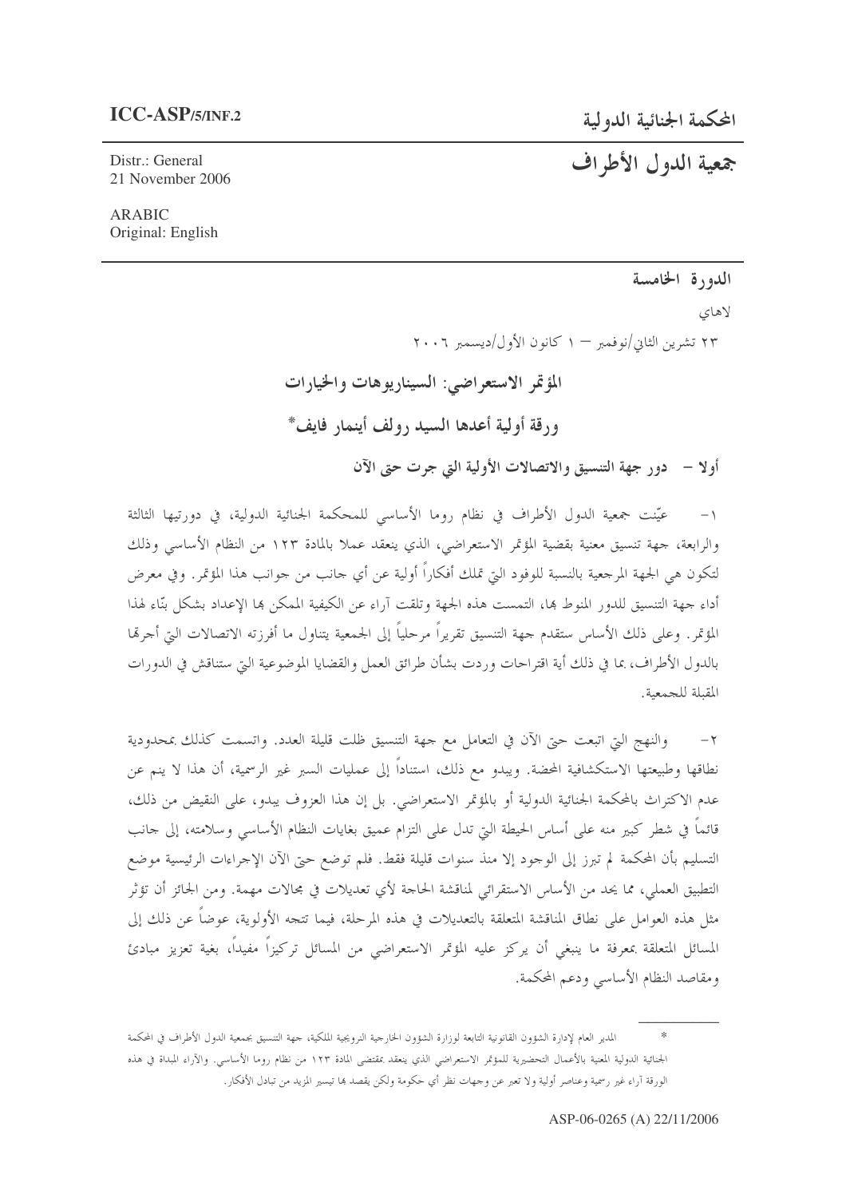ICC-ASP/5/INF.2

المحكمة الجنائية الدولية

Distr.: General
21 November 2006

# جمعية الدول الأطراف

ARABIC
Original: English

الدورة الخامسة

لاهاي

٢٣ تشرين الثاني/نوفمبر — ١ كانون الأول/ديسمبر ٢٠٠٦

## المؤتمر الاستعراضي: السيناريوهات والخيارات

## ورقة أولية أعدها السيد رولف أينمار فايف*

### أولا — دور جهة التنسيق والاتصالات الأولية التي جرت حتى الآن

١- عيّنت جمعية الدول الأطراف في نظام روما الأساسي للمحكمة الجنائية الدولية، في دورتيها الثالثة والرابعة، جهة تنسيق معنية بقضية المؤتمر الاستعراضي، الذي ينعقد عملا بالمادة ١٢٣ من النظام الأساسي وذلك لتكون هي الجهة المرجعية بالنسبة للوفود التي تملك أفكاراً أولية عن أي جانب من جوانب هذا المؤتمر. وفي معرض أداء جهة التنسيق للدور المنوط بها، التمست هذه الجهة وتلقت آراء عن الكيفية الممكن بها الإعداد بشكل بنّاء لهذا المؤتمر. وعلى ذلك الأساس ستقدم جهة التنسيق تقريراً مرحلياً إلى الجمعية يتناول ما أفرزته الاتصالات التي أجرتها بالدول الأطراف، بما في ذلك أية اقتراحات وردت بشأن طرائق العمل والقضايا الموضوعية التي ستناقش في الدورات المقبلة للجمعية.

٢- والنهج التي اتبعت حتى الآن في التعامل مع جهة التنسيق ظلت قليلة العدد. واتسمت كذلك بمحدودية نطاقها وطبيعتها الاستكشافية المحضة. ويبدو مع ذلك، استناداً إلى عمليات السبر غير الرسمية، أن هذا لا ينم عن عدم الاكتراث بالمحكمة الجنائية الدولية أو بالمؤتمر الاستعراضي. بل إن هذا العزوف يبدو، على النقيض من ذلك، قائماً في شطر كبير منه على أساس الحيطة التي تدل على التزام عميق بغايات النظام الأساسي وسلامته، إلى جانب التسليم بأن المحكمة لم تبرز إلى الوجود إلا منذ سنوات قليلة فقط. فلم توضع حتى الآن الإجراءات الرئيسية موضع التطبيق العملي، مما يحد من الأساس الاستقرائي لمناقشة الحاجة لأي تعديلات في مجالات مهمة. ومن الجائز أن تؤثر مثل هذه العوامل على نطاق المناقشة المتعلقة بالتعديلات في هذه المرحلة، فيما تتجه الأولوية، عوضاً عن ذلك إلى المسائل المتعلقة بمعرفة ما ينبغي أن يركز عليه المؤتمر الاستعراضي من المسائل تركيزاً مفيداً، بغية تعزيز مبادئ ومقاصد النظام الأساسي ودعم المحكمة.

---

\* المدير العام لإدارة الشؤون القانونية التابعة لوزارة الشؤون الخارجية النرويجية الملكية، جهة التنسيق بجمعية الدول الأطراف في المحكمة الجنائية الدولية المعنية بالأعمال التحضيرية للمؤتمر الاستعراضي الذي ينعقد بمقتضى المادة ١٢٣ من نظام روما الأساسي. والآراء المبداة في هذه الورقة آراء غير رسمية وعناصر أولية ولا تعبر عن وجهات نظر أي حكومة ولكن يقصد بها تيسير المزيد من تبادل الأفكار.

ASP-06-0265 (A) 22/11/2006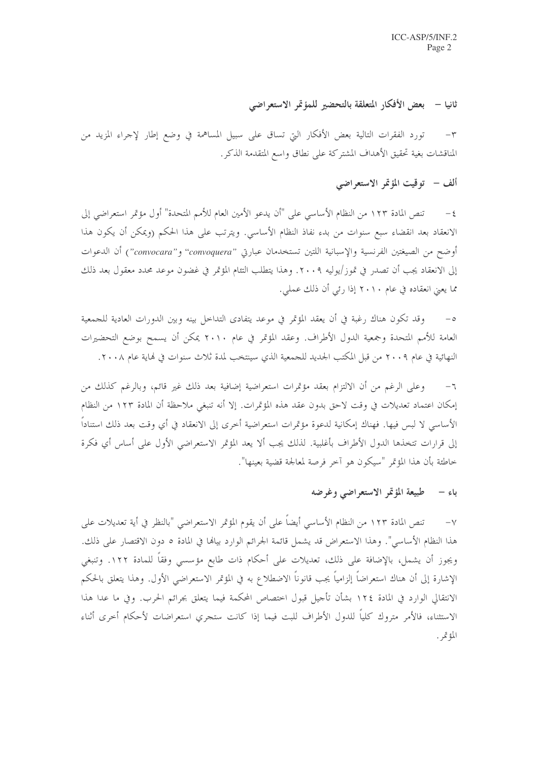## ثانيا – بعض الأفكار المتعلقة بالتحضير للمؤتمر الاستعراضي

٣- تورد الفقرات التالية بعض الأفكار التي تساق على سبيل المساهمة في وضع إطار لإجراء المزيد من المناقشات بغية تحقيق الأهداف المشتركة على نطاق واسع المتقدمة الذكر.

### ألف – توقيت المؤتمر الاستعراضي

٤- تنص المادة ١٢٣ من النظام الأساسي على "أن يدعو الأمين العام للأمم المتحدة" أول مؤتمر استعراضي إلى الانعقاد بعد انقضاء سبع سنوات من بدء نفاذ النظام الأساسي. ويترتب على هذا الحكم (ويمكن أن يكون هذا أوضح من الصيغتين الفرنسية والإسبانية اللتين تستخدمان عبارتي *"convoquera"* و*"convocara"*) أن الدعوات إلى الانعقاد يجب أن تصدر في تموز/يوليه ٢٠٠٩. وهذا يتطلب التئام المؤتمر في غضون موعد محدد معقول بعد ذلك مما يعني انعقاده في عام ٢٠١٠ إذا رئي أن ذلك عملي.

٥- وقد تكون هناك رغبة في أن يعقد المؤتمر في موعد يتفادى التداخل بينه وبين الدورات العادية للجمعية العامة للأمم المتحدة وجمعية الدول الأطراف. وعقد المؤتمر في عام ٢٠١٠ يمكن أن يسمح بوضع التحضيرات النهائية في عام ٢٠٠٩ من قبل المكتب الجديد للجمعية الذي سينتخب لمدة ثلاث سنوات في نهاية عام ٢٠٠٨.

٦- وعلى الرغم من أن الالتزام بعقد مؤتمرات استعراضية إضافية بعد ذلك غير قائم، وبالرغم كذلك من إمكان اعتماد تعديلات في وقت لاحق بدون عقد هذه المؤتمرات. إلا أنه تنبغي ملاحظة أن المادة ١٢٣ من النظام الأساسي لا لبس فيها. فهناك إمكانية لدعوة مؤتمرات استعراضية أخرى إلى الانعقاد في أي وقت بعد ذلك استناداً إلى قرارات تتخذها الدول الأطراف بأغلبية. لذلك يجب ألا يعد المؤتمر الاستعراضي الأول على أساس أي فكرة خاطئة بأن هذا المؤتمر "سيكون هو آخر فرصة لمعالجة قضية بعينها".

### باء – طبيعة المؤتمر الاستعراضي وغرضه

٧- تنص المادة ١٢٣ من النظام الأساسي أيضاً على أن يقوم المؤتمر الاستعراضي "بالنظر في أية تعديلات على هذا النظام الأساسي". وهذا الاستعراض قد يشمل قائمة الجرائم الوارد بيانها في المادة ٥ دون الاقتصار على ذلك. ويجوز أن يشمل، بالإضافة على ذلك، تعديلات على أحكام ذات طابع مؤسسي وفقاً للمادة ١٢٢. وتنبغي الإشارة إلى أن هناك استعراضاً إلزامياً يجب قانوناً الاضطلاع به في المؤتمر الاستعراضي الأول. وهذا يتعلق بالحكم الانتقالي الوارد في المادة ١٢٤ بشأن تأجيل قبول اختصاص المحكمة فيما يتعلق بجرائم الحرب. وفي ما عدا هذا الاستثناء، فالأمر متروك كلياً للدول الأطراف للبت فيما إذا كانت ستجري استعراضات لأحكام أخرى أثناء المؤتمر.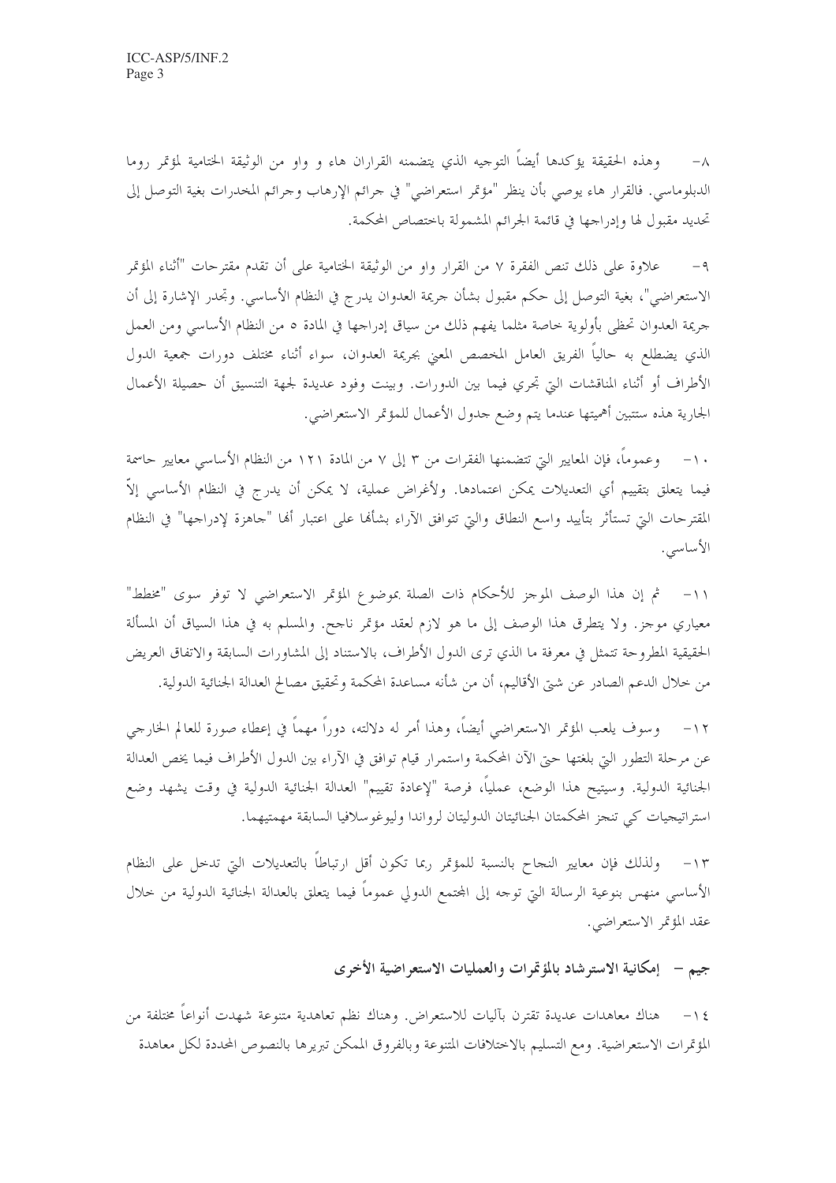٨- وهذه الحقيقة يؤكدها أيضاً التوجيه الذي يتضمنه القراران هاء و واو من الوثيقة الختامية لمؤتمر روما الدبلوماسي. فالقرار هاء يوصي بأن ينظر "مؤتمر استعراضي" في جرائم الإرهاب وجرائم المخدرات بغية التوصل إلى تحديد مقبول لها وإدراجها في قائمة الجرائم المشمولة باختصاص المحكمة.

٩- علاوة على ذلك تنص الفقرة ٧ من القرار واو من الوثيقة الختامية على أن تقدم مقترحات "أثناء المؤتمر الاستعراضي"، بغية التوصل إلى حكم مقبول بشأن جريمة العدوان يدرج في النظام الأساسي. وتجدر الإشارة إلى أن جريمة العدوان تحظى بأولوية خاصة مثلما يفهم ذلك من سياق إدراجها في المادة ٥ من النظام الأساسي ومن العمل الذي يضطلع به حالياً الفريق العامل المخصص المعني بجريمة العدوان، سواء أثناء مختلف دورات جمعية الدول الأطراف أو أثناء المناقشات التي تجري فيما بين الدورات. وبينت وفود عديدة لجهة التنسيق أن حصيلة الأعمال الجارية هذه ستتبين أهميتها عندما يتم وضع جدول الأعمال للمؤتمر الاستعراضي.

١٠- وعموماً، فإن المعايير التي تتضمنها الفقرات من ٣ إلى ٧ من المادة ١٢١ من النظام الأساسي معايير حاسمة فيما يتعلق بتقييم أي التعديلات يمكن اعتمادها. ولأغراض عملية، لا يمكن أن يدرج في النظام الأساسي إلاّ المقترحات التي تستأثر بتأييد واسع النطاق والتي تتوافق الآراء بشأنها على اعتبار أنها "جاهزة لإدراجها" في النظام الأساسي.

١١- ثم إن هذا الوصف الموجز للأحكام ذات الصلة بموضوع المؤتمر الاستعراضي لا توفر سوى "مخطط" معياري موجز. ولا يتطرق هذا الوصف إلى ما هو لازم لعقد مؤتمر ناجح. والمسلم به في هذا السياق أن المسألة الحقيقية المطروحة تتمثل في معرفة ما الذي ترى الدول الأطراف، بالاستناد إلى المشاورات السابقة والاتفاق العريض من خلال الدعم الصادر عن شتى الأقاليم، أن من شأنه مساعدة المحكمة وتحقيق مصالح العدالة الجنائية الدولية.

١٢- وسوف يلعب المؤتمر الاستعراضي أيضاً، وهذا أمر له دلالته، دوراً مهماً في إعطاء صورة للعالم الخارجي عن مرحلة التطور التي بلغتها حتى الآن المحكمة واستمرار قيام توافق في الآراء بين الدول الأطراف فيما يخص العدالة الجنائية الدولية. وسيتيح هذا الوضع، عملياً، فرصة "لإعادة تقييم" العدالة الجنائية الدولية في وقت يشهد وضع استراتيجيات كي تنجز المحكمتان الجنائيتان الدوليتان لرواندا وليوغوسلافيا السابقة مهمتيهما.

١٣- ولذلك فإن معايير النجاح بالنسبة للمؤتمر ربما تكون أقل ارتباطاً بالتعديلات التي تدخل على النظام الأساسي منهس بنوعية الرسالة التي توجه إلى المجتمع الدولي عموماً فيما يتعلق بالعدالة الجنائية الدولية من خلال عقد المؤتمر الاستعراضي.

### جيم – إمكانية الاسترشاد بالمؤتمرات والعمليات الاستعراضية الأخرى

١٤- هناك معاهدات عديدة تقترن بآليات للاستعراض. وهناك نظم تعاهدية متنوعة شهدت أنواعاً مختلفة من المؤتمرات الاستعراضية. ومع التسليم بالاختلافات المتنوعة وبالفروق الممكن تبريرها بالنصوص المحددة لكل معاهدة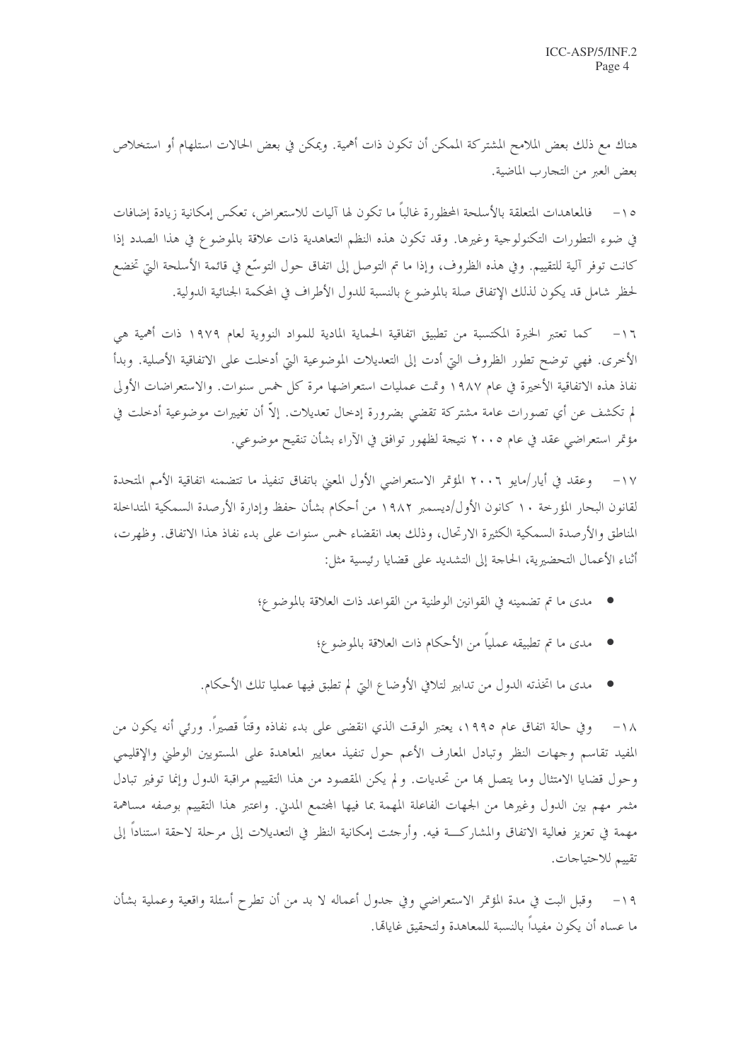هناك مع ذلك بعض الملامح المشتركة الممكن أن تكون ذات أهمية. ويمكن في بعض الحالات استلهام أو استخلاص بعض العبر من التجارب الماضية.

١٥- فالمعاهدات المتعلقة بالأسلحة المحظورة غالباً ما تكون لها آليات للاستعراض، تعكس إمكانية زيادة إضافات في ضوء التطورات التكنولوجية وغيرها. وقد تكون هذه النظم التعاهدية ذات علاقة بالموضوع في هذا الصدد إذا كانت توفر آلية للتقييم. وفي هذه الظروف، وإذا ما تم التوصل إلى اتفاق حول التوسّع في قائمة الأسلحة التي تخضع لحظر شامل قد يكون لذلك الإتفاق صلة بالموضوع بالنسبة للدول الأطراف في المحكمة الجنائية الدولية.

١٦- كما تعتبر الخبرة المكتسبة من تطبيق اتفاقية الحماية المادية للمواد النووية لعام ١٩٧٩ ذات أهمية هي الأخرى. فهي توضح تطور الظروف التي أدت إلى التعديلات الموضوعية التي أدخلت على الاتفاقية الأصلية. وبدأ نفاذ هذه الاتفاقية الأخيرة في عام ١٩٨٧ وتمت عمليات استعراضها مرة كل خمس سنوات. والاستعراضات الأولى لم تكشف عن أي تصورات عامة مشتركة تقضي بضرورة إدخال تعديلات. إلاّ أن تغييرات موضوعية أدخلت في مؤتمر استعراضي عقد في عام ٢٠٠٥ نتيجة لظهور توافق في الآراء بشأن تنقيح موضوعي.

١٧- وعقد في أيار/مايو ٢٠٠٦ المؤتمر الاستعراضي الأول المعني باتفاق تنفيذ ما تتضمنه اتفاقية الأمم المتحدة لقانون البحار المؤرخة ١٠ كانون الأول/ديسمبر ١٩٨٢ من أحكام بشأن حفظ وإدارة الأرصدة السمكية المتداخلة المناطق والأرصدة السمكية الكثيرة الارتحال، وذلك بعد انقضاء خمس سنوات على بدء نفاذ هذا الاتفاق. وظهرت، أثناء الأعمال التحضيرية، الحاجة إلى التشديد على قضايا رئيسية مثل:

- مدى ما تم تضمينه في القوانين الوطنية من القواعد ذات العلاقة بالموضوع؛
- مدى ما تم تطبيقه عملياً من الأحكام ذات العلاقة بالموضوع؛
- مدى ما اتخذته الدول من تدابير لتلافي الأوضاع التي لم تطبق فيها عمليا تلك الأحكام.

١٨- وفي حالة اتفاق عام ١٩٩٥، يعتبر الوقت الذي انقضى على بدء نفاذه وقتاً قصيراً. ورئي أنه يكون من المفيد تقاسم وجهات النظر وتبادل المعارف الأعم حول تنفيذ معايير المعاهدة على المستويين الوطني والإقليمي وحول قضايا الامتثال وما يتصل بها من تحديات. ولم يكن المقصود من هذا التقييم مراقبة الدول وإنما توفير تبادل مثمر مهم بين الدول وغيرها من الجهات الفاعلة المهمة بما فيها المجتمع المدني. واعتبر هذا التقييم بوصفه مساهمة مهمة في تعزيز فعالية الاتفاق والمشاركة فيه. وأرجئت إمكانية النظر في التعديلات إلى مرحلة لاحقة استناداً إلى تقييم للاحتياجات.

١٩- وقبل البت في مدة المؤتمر الاستعراضي وفي جدول أعماله لا بد من أن تطرح أسئلة واقعية وعملية بشأن ما عساه أن يكون مفيداً بالنسبة للمعاهدة ولتحقيق غاياتها.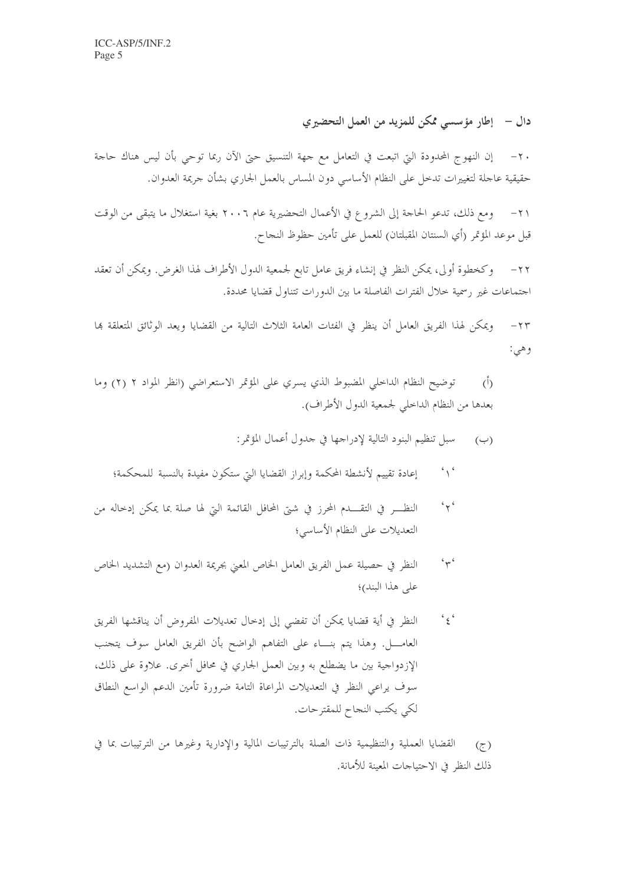## دال – إطار مؤسسي ممكن للمزيد من العمل التحضيري

٢٠- إن النهوج المحدودة التي اتبعت في التعامل مع جهة التنسيق حتى الآن ربما توحي بأن ليس هناك حاجة حقيقية عاجلة لتغييرات تدخل على النظام الأساسي دون المساس بالعمل الجاري بشأن جريمة العدوان.

٢١- ومع ذلك، تدعو الحاجة إلى الشروع في الأعمال التحضيرية عام ٢٠٠٦ بغية استغلال ما يتبقى من الوقت قبل موعد المؤتمر (أي السنتان المقبلتان) للعمل على تأمين حظوظ النجاح.

٢٢- وكخطوة أولى، يمكن النظر في إنشاء فريق عامل تابع لجمعية الدول الأطراف لهذا الغرض. ويمكن أن تعقد اجتماعات غير رسمية خلال الفترات الفاصلة ما بين الدورات تتناول قضايا محددة.

٢٣- ويمكن لهذا الفريق العامل أن ينظر في الفئات العامة الثلاث التالية من القضايا ويعد الوثائق المتعلقة بها وهي:

(أ) توضيح النظام الداخلي المضبوط الذي يسري على المؤتمر الاستعراضي (انظر المواد ٢ (٢) وما بعدها من النظام الداخلي لجمعية الدول الأطراف).

(ب) سبل تنظيم البنود التالية لإدراجها في جدول أعمال المؤتمر:

'١' إعادة تقييم لأنشطة المحكمة وإبراز القضايا التي ستكون مفيدة بالنسبة للمحكمة؛

'٢' النظر في التقدم المحرز في شتى المحافل القائمة التي لها صلة بما يمكن إدخاله من التعديلات على النظام الأساسي؛

'٣' النظر في حصيلة عمل الفريق العامل الخاص المعني بجريمة العدوان (مع التشديد الخاص على هذا البند)؛

'٤' النظر في أية قضايا يمكن أن تفضي إلى إدخال تعديلات المفروض أن يناقشها الفريق العامل. وهذا يتم بناء على التفاهم الواضح بأن الفريق العامل سوف يتجنب الإزدواجية بين ما يضطلع به وبين العمل الجاري في محافل أخرى. علاوة على ذلك، سوف يراعي النظر في التعديلات المراعاة التامة ضرورة تأمين الدعم الواسع النطاق لكي يكتب النجاح للمقترحات.

(ج) القضايا العملية والتنظيمية ذات الصلة بالترتيبات المالية والإدارية وغيرها من الترتيبات بما في ذلك النظر في الاحتياجات المعينة للأمانة.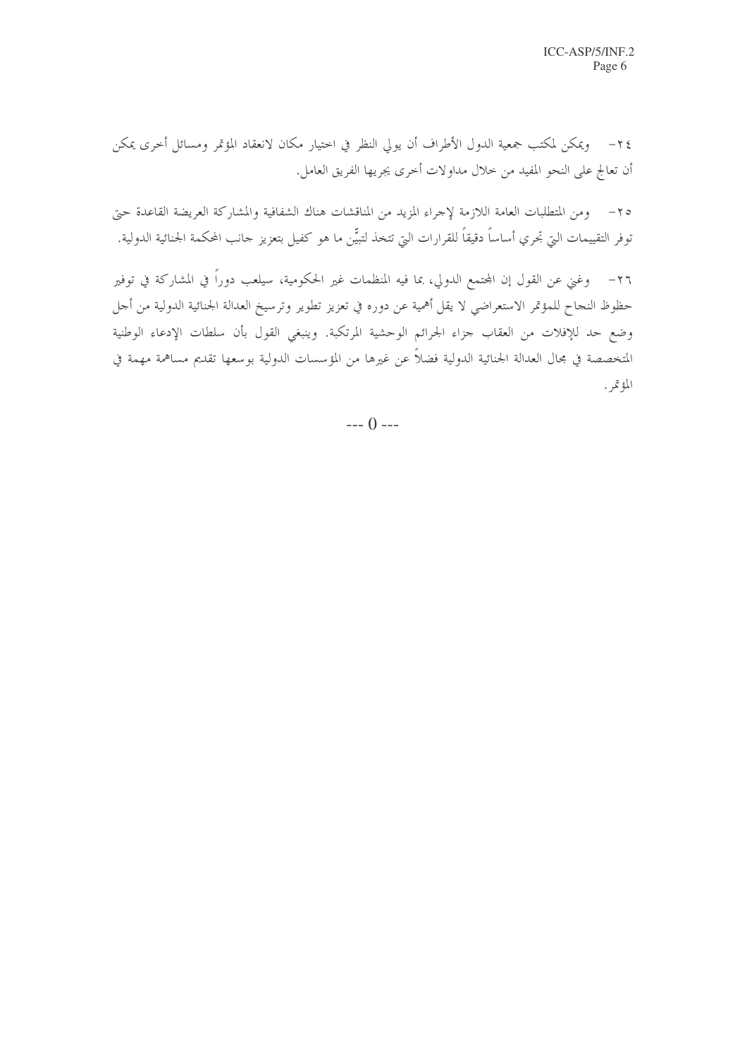٢٤- ويمكن لمكتب جمعية الدول الأطراف أن يولي النظر في اختيار مكان لانعقاد المؤتمر ومسائل أخرى يمكن أن تعالج على النحو المفيد من خلال مداولات أخرى يجريها الفريق العامل.

٢٥- ومن المتطلبات العامة اللازمة لإجراء المزيد من المناقشات هناك الشفافية والمشاركة العريضة القاعدة حتى توفر التقييمات التي تجري أساساً دقيقاً للقرارات التي تتخذ لتبيِّن ما هو كفيل بتعزيز جانب المحكمة الجنائية الدولية.

٢٦- وغني عن القول إن المجتمع الدولي، بما فيه المنظمات غير الحكومية، سيلعب دوراً في المشاركة في توفير حظوظ النجاح للمؤتمر الاستعراضي لا يقل أهمية عن دوره في تعزيز تطوير وترسيخ العدالة الجنائية الدولية من أجل وضع حد للإفلات من العقاب جزاء الجرائم الوحشية المرتكبة. وينبغي القول بأن سلطات الإدعاء الوطنية المتخصصة في مجال العدالة الجنائية الدولية فضلاً عن غيرها من المؤسسات الدولية بوسعها تقديم مساهمة مهمة في المؤتمر.

--- 0 ---